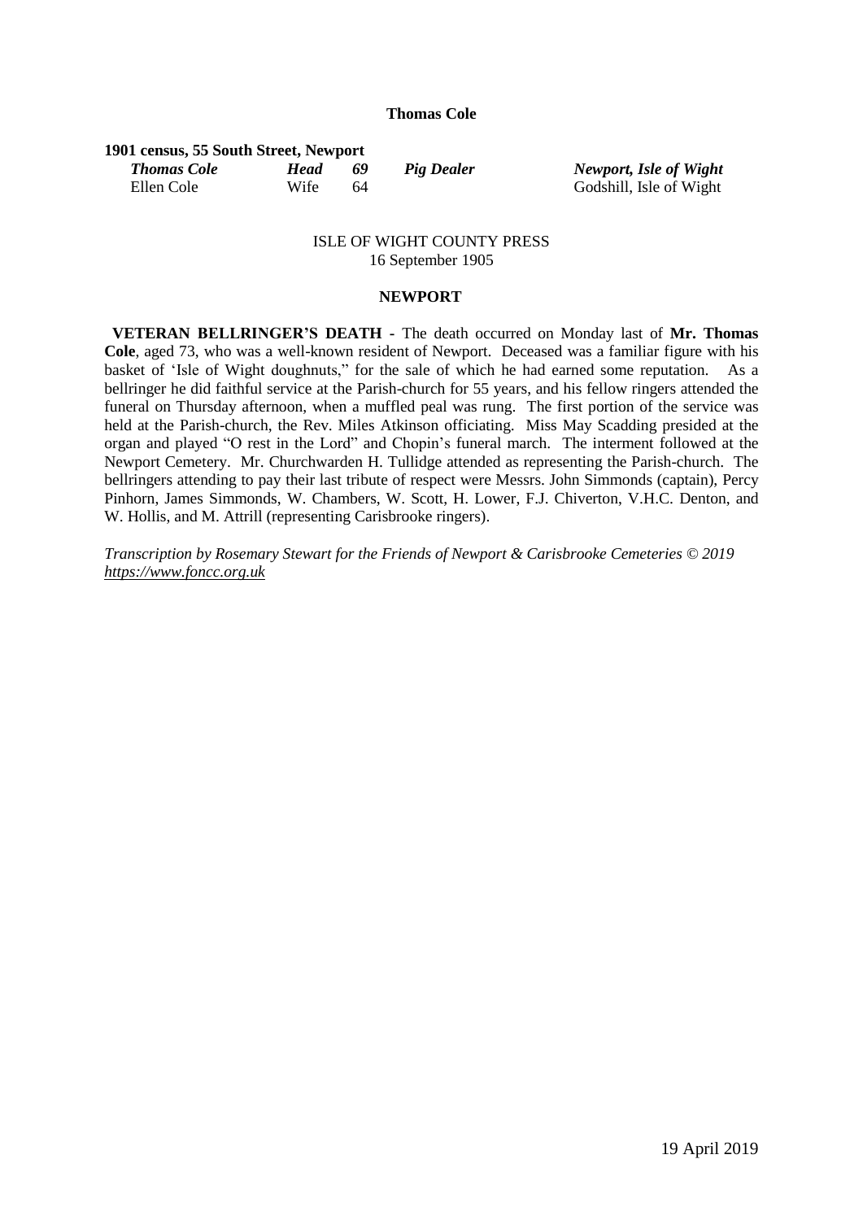**Thomas Cole**

**1901 census, 55 South Street, Newport**

| | | | | |
|---|---|---|---|---|
| ***Thomas Cole*** | ***Head*** | ***69*** | ***Pig Dealer*** | ***Newport, Isle of Wight*** |
| Ellen Cole | Wife | 64 | | Godshill, Isle of Wight |

ISLE OF WIGHT COUNTY PRESS
16 September 1905

**NEWPORT**

**VETERAN BELLRINGER'S DEATH -** The death occurred on Monday last of **Mr. Thomas Cole**, aged 73, who was a well-known resident of Newport. Deceased was a familiar figure with his basket of 'Isle of Wight doughnuts," for the sale of which he had earned some reputation. As a bellringer he did faithful service at the Parish-church for 55 years, and his fellow ringers attended the funeral on Thursday afternoon, when a muffled peal was rung. The first portion of the service was held at the Parish-church, the Rev. Miles Atkinson officiating. Miss May Scadding presided at the organ and played "O rest in the Lord" and Chopin's funeral march. The interment followed at the Newport Cemetery. Mr. Churchwarden H. Tullidge attended as representing the Parish-church. The bellringers attending to pay their last tribute of respect were Messrs. John Simmonds (captain), Percy Pinhorn, James Simmonds, W. Chambers, W. Scott, H. Lower, F.J. Chiverton, V.H.C. Denton, and W. Hollis, and M. Attrill (representing Carisbrooke ringers).

*Transcription by Rosemary Stewart for the Friends of Newport & Carisbrooke Cemeteries © 2019*
*https://www.foncc.org.uk*

19 April 2019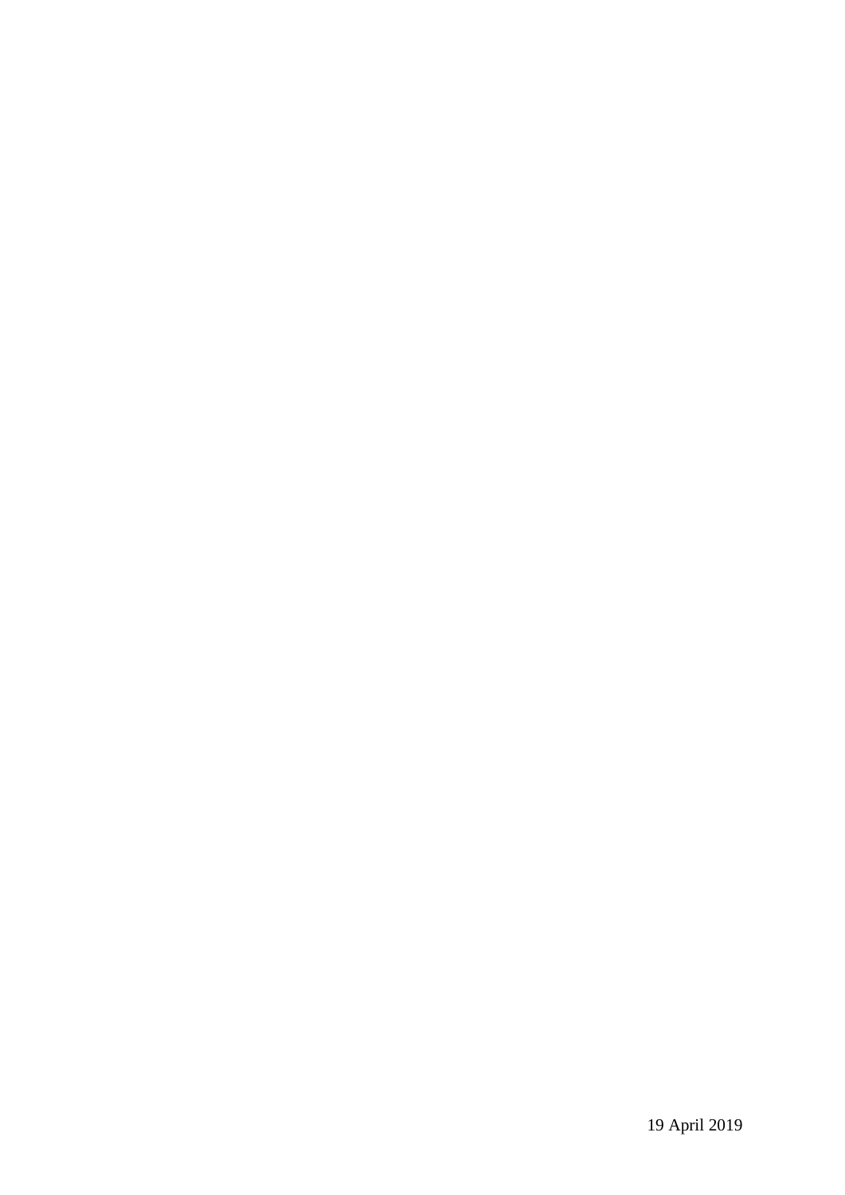19 April 2019